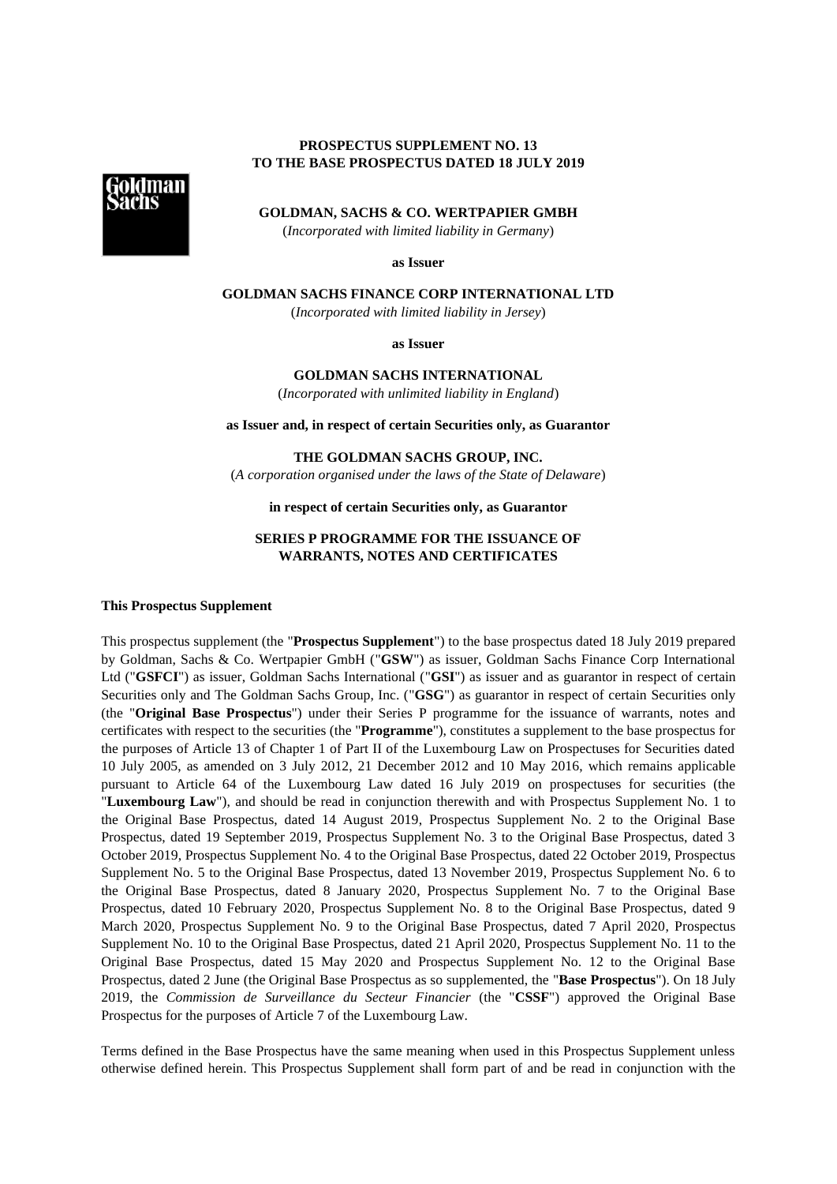**PROSPECTUS SUPPLEMENT NO. 13**
**TO THE BASE PROSPECTUS DATED 18 JULY 2019**

**GOLDMAN, SACHS & CO. WERTPAPIER GMBH**
(*Incorporated with limited liability in Germany*)

**as Issuer**

**GOLDMAN SACHS FINANCE CORP INTERNATIONAL LTD**
(*Incorporated with limited liability in Jersey*)

**as Issuer**

**GOLDMAN SACHS INTERNATIONAL**
(*Incorporated with unlimited liability in England*)

**as Issuer and, in respect of certain Securities only, as Guarantor**

**THE GOLDMAN SACHS GROUP, INC.**
(*A corporation organised under the laws of the State of Delaware*)

**in respect of certain Securities only, as Guarantor**

**SERIES P PROGRAMME FOR THE ISSUANCE OF WARRANTS, NOTES AND CERTIFICATES**

**This Prospectus Supplement**

This prospectus supplement (the "**Prospectus Supplement**") to the base prospectus dated 18 July 2019 prepared by Goldman, Sachs & Co. Wertpapier GmbH ("**GSW**") as issuer, Goldman Sachs Finance Corp International Ltd ("**GSFCI**") as issuer, Goldman Sachs International ("**GSI**") as issuer and as guarantor in respect of certain Securities only and The Goldman Sachs Group, Inc. ("**GSG**") as guarantor in respect of certain Securities only (the "**Original Base Prospectus**") under their Series P programme for the issuance of warrants, notes and certificates with respect to the securities (the "**Programme**"), constitutes a supplement to the base prospectus for the purposes of Article 13 of Chapter 1 of Part II of the Luxembourg Law on Prospectuses for Securities dated 10 July 2005, as amended on 3 July 2012, 21 December 2012 and 10 May 2016, which remains applicable pursuant to Article 64 of the Luxembourg Law dated 16 July 2019 on prospectuses for securities (the "**Luxembourg Law**"), and should be read in conjunction therewith and with Prospectus Supplement No. 1 to the Original Base Prospectus, dated 14 August 2019, Prospectus Supplement No. 2 to the Original Base Prospectus, dated 19 September 2019, Prospectus Supplement No. 3 to the Original Base Prospectus, dated 3 October 2019, Prospectus Supplement No. 4 to the Original Base Prospectus, dated 22 October 2019, Prospectus Supplement No. 5 to the Original Base Prospectus, dated 13 November 2019, Prospectus Supplement No. 6 to the Original Base Prospectus, dated 8 January 2020, Prospectus Supplement No. 7 to the Original Base Prospectus, dated 10 February 2020, Prospectus Supplement No. 8 to the Original Base Prospectus, dated 9 March 2020, Prospectus Supplement No. 9 to the Original Base Prospectus, dated 7 April 2020, Prospectus Supplement No. 10 to the Original Base Prospectus, dated 21 April 2020, Prospectus Supplement No. 11 to the Original Base Prospectus, dated 15 May 2020 and Prospectus Supplement No. 12 to the Original Base Prospectus, dated 2 June (the Original Base Prospectus as so supplemented, the "**Base Prospectus**"). On 18 July 2019, the *Commission de Surveillance du Secteur Financier* (the "**CSSF**") approved the Original Base Prospectus for the purposes of Article 7 of the Luxembourg Law.

Terms defined in the Base Prospectus have the same meaning when used in this Prospectus Supplement unless otherwise defined herein. This Prospectus Supplement shall form part of and be read in conjunction with the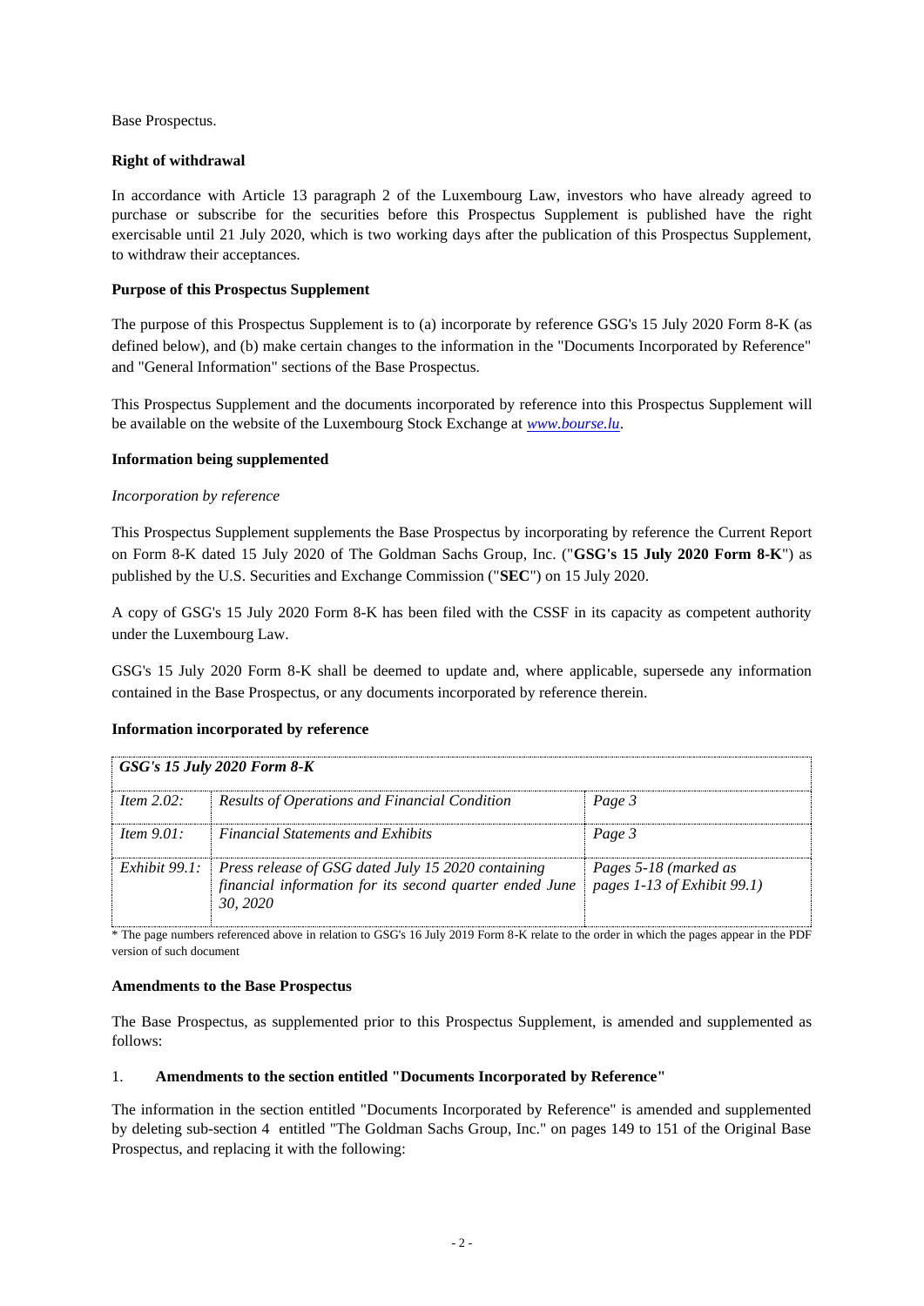Base Prospectus.

**Right of withdrawal**

In accordance with Article 13 paragraph 2 of the Luxembourg Law, investors who have already agreed to purchase or subscribe for the securities before this Prospectus Supplement is published have the right exercisable until 21 July 2020, which is two working days after the publication of this Prospectus Supplement, to withdraw their acceptances.

**Purpose of this Prospectus Supplement**

The purpose of this Prospectus Supplement is to (a) incorporate by reference GSG's 15 July 2020 Form 8-K (as defined below), and (b) make certain changes to the information in the "Documents Incorporated by Reference" and "General Information" sections of the Base Prospectus.

This Prospectus Supplement and the documents incorporated by reference into this Prospectus Supplement will be available on the website of the Luxembourg Stock Exchange at *www.bourse.lu*.

**Information being supplemented**

*Incorporation by reference*

This Prospectus Supplement supplements the Base Prospectus by incorporating by reference the Current Report on Form 8-K dated 15 July 2020 of The Goldman Sachs Group, Inc. ("**GSG's 15 July 2020 Form 8-K**") as published by the U.S. Securities and Exchange Commission ("**SEC**") on 15 July 2020.

A copy of GSG's 15 July 2020 Form 8-K has been filed with the CSSF in its capacity as competent authority under the Luxembourg Law.

GSG's 15 July 2020 Form 8-K shall be deemed to update and, where applicable, supersede any information contained in the Base Prospectus, or any documents incorporated by reference therein.

**Information incorporated by reference**

| ***GSG's 15 July 2020 Form 8-K*** | | |
|---|---|---|
| *Item 2.02:* | *Results of Operations and Financial Condition* | *Page 3* |
| *Item 9.01:* | *Financial Statements and Exhibits* | *Page 3* |
| *Exhibit 99.1:* | *Press release of GSG dated July 15 2020 containing financial information for its second quarter ended June 30, 2020* | *Pages 5-18 (marked as pages 1-13 of Exhibit 99.1)* |

\* The page numbers referenced above in relation to GSG's 16 July 2019 Form 8-K relate to the order in which the pages appear in the PDF version of such document

**Amendments to the Base Prospectus**

The Base Prospectus, as supplemented prior to this Prospectus Supplement, is amended and supplemented as follows:

1. **Amendments to the section entitled "Documents Incorporated by Reference"**

The information in the section entitled "Documents Incorporated by Reference" is amended and supplemented by deleting sub-section 4 entitled "The Goldman Sachs Group, Inc." on pages 149 to 151 of the Original Base Prospectus, and replacing it with the following: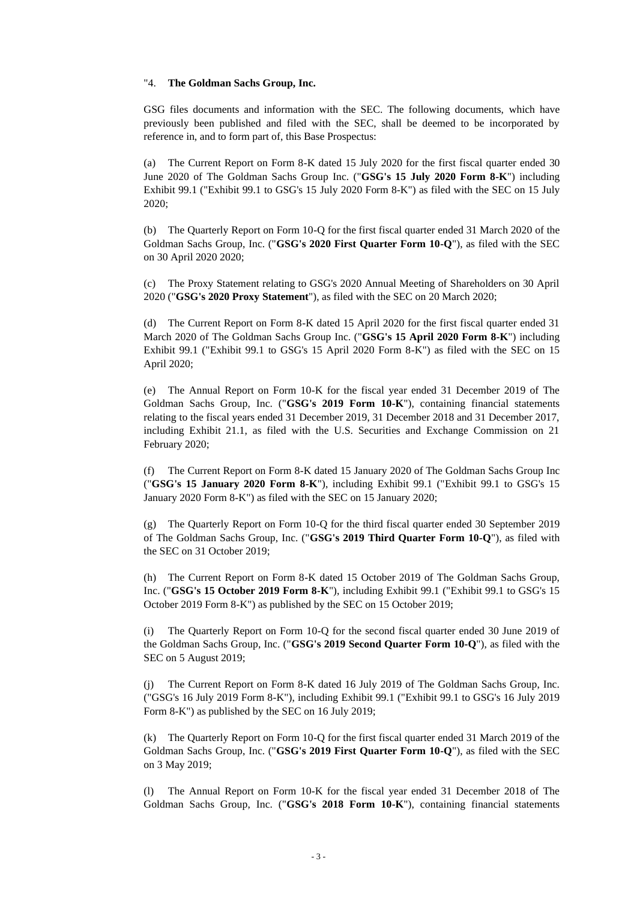"4. **The Goldman Sachs Group, Inc.**

GSG files documents and information with the SEC. The following documents, which have previously been published and filed with the SEC, shall be deemed to be incorporated by reference in, and to form part of, this Base Prospectus:

(a) The Current Report on Form 8-K dated 15 July 2020 for the first fiscal quarter ended 30 June 2020 of The Goldman Sachs Group Inc. ("**GSG's 15 July 2020 Form 8-K**") including Exhibit 99.1 ("Exhibit 99.1 to GSG's 15 July 2020 Form 8-K") as filed with the SEC on 15 July 2020;

(b) The Quarterly Report on Form 10-Q for the first fiscal quarter ended 31 March 2020 of the Goldman Sachs Group, Inc. ("**GSG's 2020 First Quarter Form 10-Q**"), as filed with the SEC on 30 April 2020 2020;

(c) The Proxy Statement relating to GSG's 2020 Annual Meeting of Shareholders on 30 April 2020 ("**GSG's 2020 Proxy Statement**"), as filed with the SEC on 20 March 2020;

(d) The Current Report on Form 8-K dated 15 April 2020 for the first fiscal quarter ended 31 March 2020 of The Goldman Sachs Group Inc. ("**GSG's 15 April 2020 Form 8-K**") including Exhibit 99.1 ("Exhibit 99.1 to GSG's 15 April 2020 Form 8-K") as filed with the SEC on 15 April 2020;

(e) The Annual Report on Form 10-K for the fiscal year ended 31 December 2019 of The Goldman Sachs Group, Inc. ("**GSG's 2019 Form 10-K**"), containing financial statements relating to the fiscal years ended 31 December 2019, 31 December 2018 and 31 December 2017, including Exhibit 21.1, as filed with the U.S. Securities and Exchange Commission on 21 February 2020;

(f) The Current Report on Form 8-K dated 15 January 2020 of The Goldman Sachs Group Inc ("**GSG's 15 January 2020 Form 8-K**"), including Exhibit 99.1 ("Exhibit 99.1 to GSG's 15 January 2020 Form 8-K") as filed with the SEC on 15 January 2020;

(g) The Quarterly Report on Form 10-Q for the third fiscal quarter ended 30 September 2019 of The Goldman Sachs Group, Inc. ("**GSG's 2019 Third Quarter Form 10-Q**"), as filed with the SEC on 31 October 2019;

(h) The Current Report on Form 8-K dated 15 October 2019 of The Goldman Sachs Group, Inc. ("**GSG's 15 October 2019 Form 8-K**"), including Exhibit 99.1 ("Exhibit 99.1 to GSG's 15 October 2019 Form 8-K") as published by the SEC on 15 October 2019;

(i) The Quarterly Report on Form 10-Q for the second fiscal quarter ended 30 June 2019 of the Goldman Sachs Group, Inc. ("**GSG's 2019 Second Quarter Form 10-Q**"), as filed with the SEC on 5 August 2019;

(j) The Current Report on Form 8-K dated 16 July 2019 of The Goldman Sachs Group, Inc. ("GSG's 16 July 2019 Form 8-K"), including Exhibit 99.1 ("Exhibit 99.1 to GSG's 16 July 2019 Form 8-K") as published by the SEC on 16 July 2019;

(k) The Quarterly Report on Form 10-Q for the first fiscal quarter ended 31 March 2019 of the Goldman Sachs Group, Inc. ("**GSG's 2019 First Quarter Form 10-Q**"), as filed with the SEC on 3 May 2019;

(l) The Annual Report on Form 10-K for the fiscal year ended 31 December 2018 of The Goldman Sachs Group, Inc. ("**GSG's 2018 Form 10-K**"), containing financial statements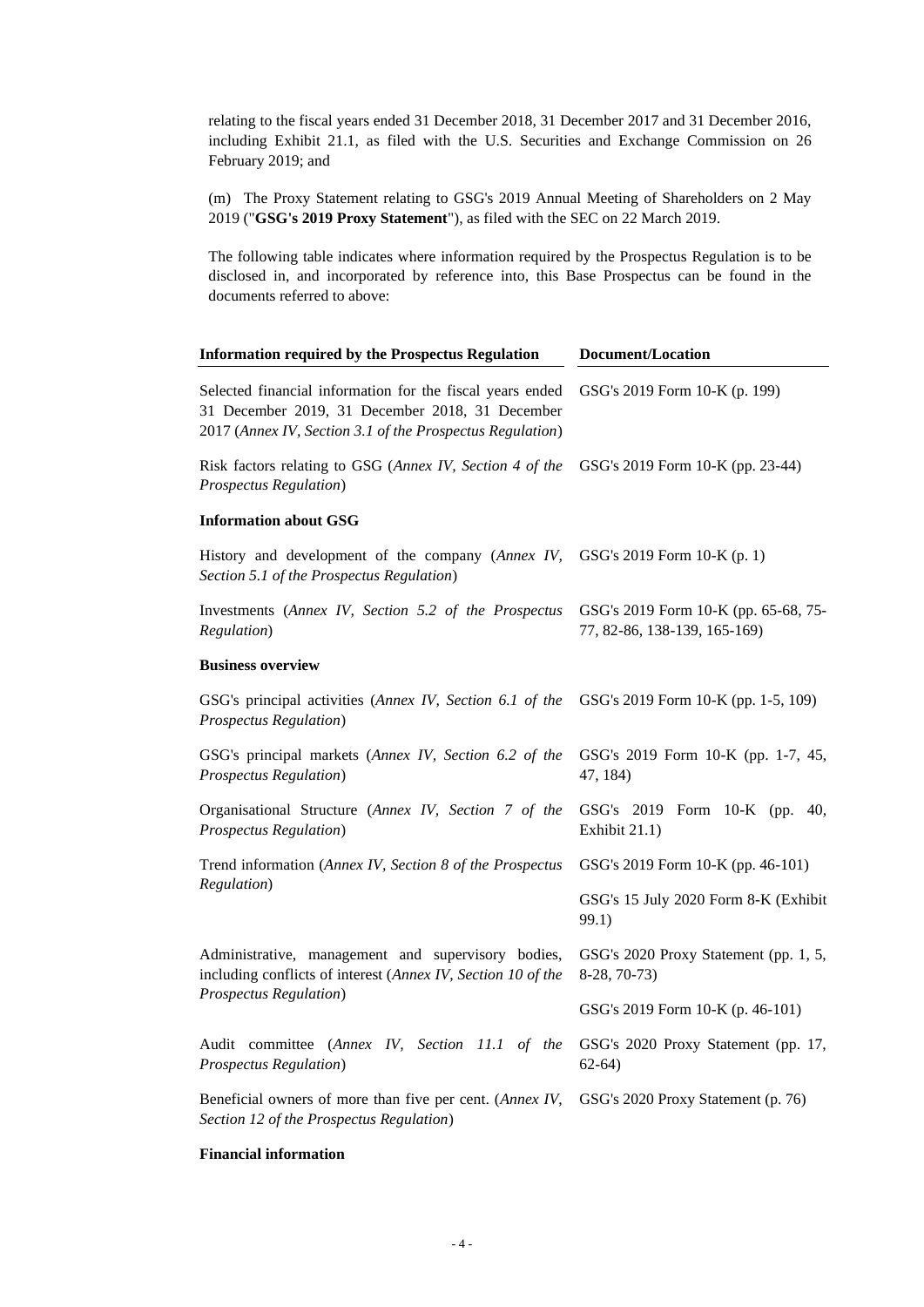relating to the fiscal years ended 31 December 2018, 31 December 2017 and 31 December 2016, including Exhibit 21.1, as filed with the U.S. Securities and Exchange Commission on 26 February 2019; and

(m) The Proxy Statement relating to GSG's 2019 Annual Meeting of Shareholders on 2 May 2019 ("**GSG's 2019 Proxy Statement**"), as filed with the SEC on 22 March 2019.

The following table indicates where information required by the Prospectus Regulation is to be disclosed in, and incorporated by reference into, this Base Prospectus can be found in the documents referred to above:

| Information required by the Prospectus Regulation | Document/Location |
|---|---|
| Selected financial information for the fiscal years ended 31 December 2019, 31 December 2018, 31 December 2017 (*Annex IV, Section 3.1 of the Prospectus Regulation*) | GSG's 2019 Form 10-K (p. 199) |
| Risk factors relating to GSG (*Annex IV, Section 4 of the Prospectus Regulation*) | GSG's 2019 Form 10-K (pp. 23-44) |
| **Information about GSG** | |
| History and development of the company (*Annex IV, Section 5.1 of the Prospectus Regulation*) | GSG's 2019 Form 10-K (p. 1) |
| Investments (*Annex IV, Section 5.2 of the Prospectus Regulation*) | GSG's 2019 Form 10-K (pp. 65-68, 75-77, 82-86, 138-139, 165-169) |
| **Business overview** | |
| GSG's principal activities (*Annex IV, Section 6.1 of the Prospectus Regulation*) | GSG's 2019 Form 10-K (pp. 1-5, 109) |
| GSG's principal markets (*Annex IV, Section 6.2 of the Prospectus Regulation*) | GSG's 2019 Form 10-K (pp. 1-7, 45, 47, 184) |
| Organisational Structure (*Annex IV, Section 7 of the Prospectus Regulation*) | GSG's 2019 Form 10-K (pp. 40, Exhibit 21.1) |
| Trend information (*Annex IV, Section 8 of the Prospectus Regulation*) | GSG's 2019 Form 10-K (pp. 46-101) |
| | GSG's 15 July 2020 Form 8-K (Exhibit 99.1) |
| Administrative, management and supervisory bodies, including conflicts of interest (*Annex IV, Section 10 of the Prospectus Regulation*) | GSG's 2020 Proxy Statement (pp. 1, 5, 8-28, 70-73) |
| | GSG's 2019 Form 10-K (p. 46-101) |
| Audit committee (*Annex IV, Section 11.1 of the Prospectus Regulation*) | GSG's 2020 Proxy Statement (pp. 17, 62-64) |
| Beneficial owners of more than five per cent. (*Annex IV, Section 12 of the Prospectus Regulation*) | GSG's 2020 Proxy Statement (p. 76) |
| **Financial information** | |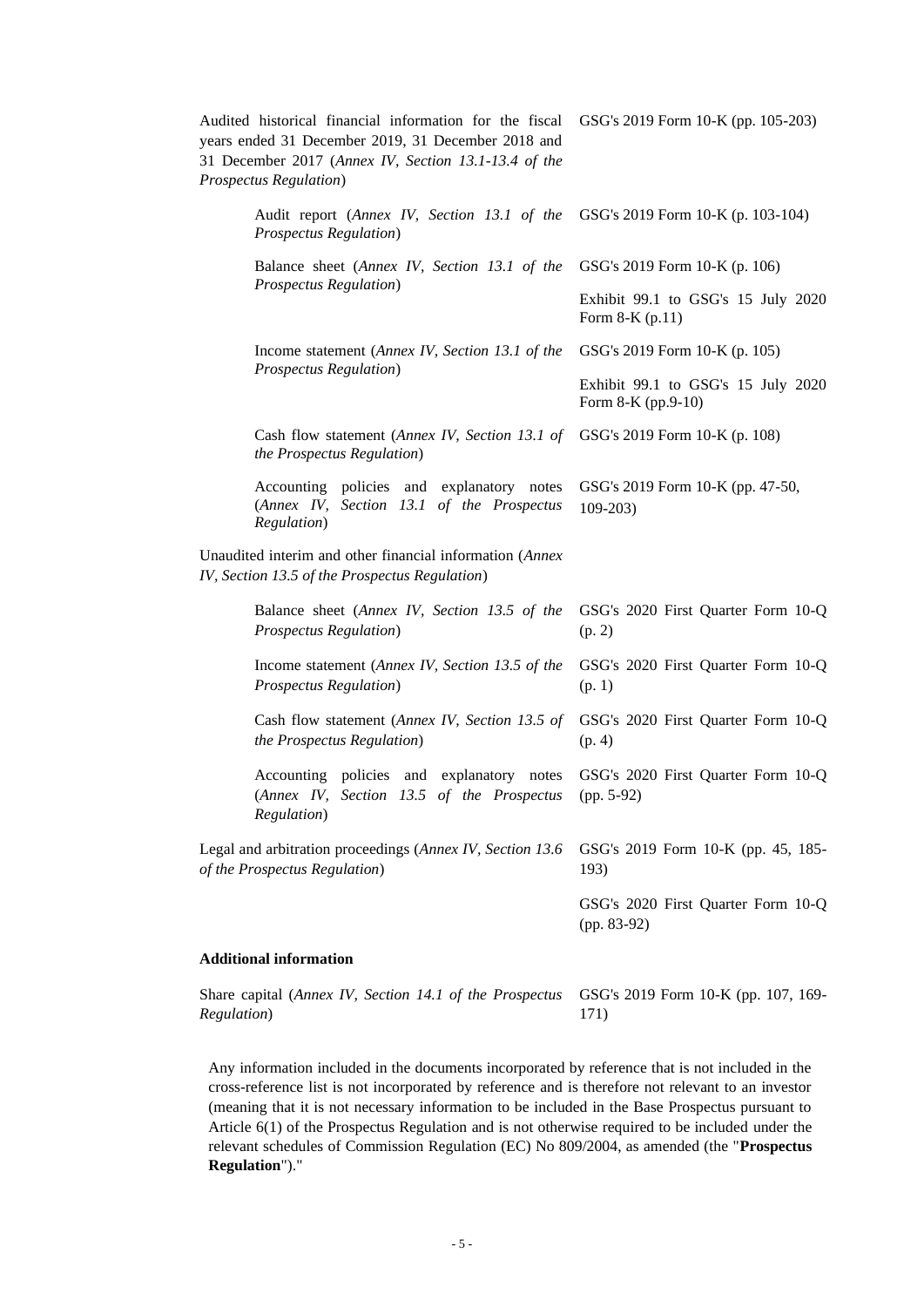| | |
|---|---|
| Audited historical financial information for the fiscal years ended 31 December 2019, 31 December 2018 and 31 December 2017 (*Annex IV, Section 13.1-13.4 of the Prospectus Regulation*) | GSG's 2019 Form 10-K (pp. 105-203) |
| Audit report (*Annex IV, Section 13.1 of the Prospectus Regulation*) | GSG's 2019 Form 10-K (p. 103-104) |
| Balance sheet (*Annex IV, Section 13.1 of the Prospectus Regulation*) | GSG's 2019 Form 10-K (p. 106) |
| | Exhibit 99.1 to GSG's 15 July 2020 Form 8-K (p.11) |
| Income statement (*Annex IV, Section 13.1 of the Prospectus Regulation*) | GSG's 2019 Form 10-K (p. 105) |
| | Exhibit 99.1 to GSG's 15 July 2020 Form 8-K (pp.9-10) |
| Cash flow statement (*Annex IV, Section 13.1 of the Prospectus Regulation*) | GSG's 2019 Form 10-K (p. 108) |
| Accounting policies and explanatory notes (*Annex IV, Section 13.1 of the Prospectus Regulation*) | GSG's 2019 Form 10-K (pp. 47-50, 109-203) |
| Unaudited interim and other financial information (*Annex IV, Section 13.5 of the Prospectus Regulation*) | |
| Balance sheet (*Annex IV, Section 13.5 of the Prospectus Regulation*) | GSG's 2020 First Quarter Form 10-Q (p. 2) |
| Income statement (*Annex IV, Section 13.5 of the Prospectus Regulation*) | GSG's 2020 First Quarter Form 10-Q (p. 1) |
| Cash flow statement (*Annex IV, Section 13.5 of the Prospectus Regulation*) | GSG's 2020 First Quarter Form 10-Q (p. 4) |
| Accounting policies and explanatory notes (*Annex IV, Section 13.5 of the Prospectus Regulation*) | GSG's 2020 First Quarter Form 10-Q (pp. 5-92) |
| Legal and arbitration proceedings (*Annex IV, Section 13.6 of the Prospectus Regulation*) | GSG's 2019 Form 10-K (pp. 45, 185-193) |
| | GSG's 2020 First Quarter Form 10-Q (pp. 83-92) |
| **Additional information** | |
| Share capital (*Annex IV, Section 14.1 of the Prospectus Regulation*) | GSG's 2019 Form 10-K (pp. 107, 169-171) |

Any information included in the documents incorporated by reference that is not included in the cross-reference list is not incorporated by reference and is therefore not relevant to an investor (meaning that it is not necessary information to be included in the Base Prospectus pursuant to Article 6(1) of the Prospectus Regulation and is not otherwise required to be included under the relevant schedules of Commission Regulation (EC) No 809/2004, as amended (the "**Prospectus Regulation**")."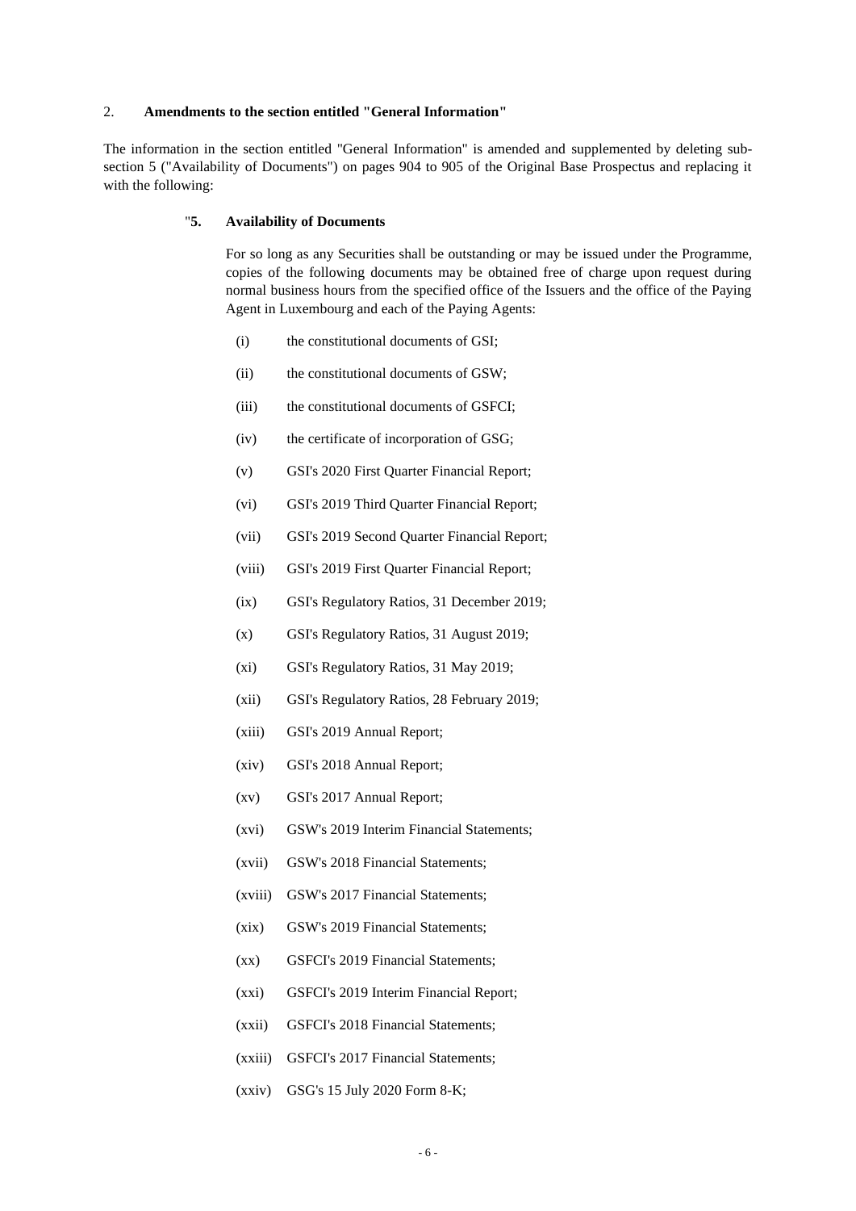2. **Amendments to the section entitled "General Information"**

The information in the section entitled "General Information" is amended and supplemented by deleting sub-section 5 ("Availability of Documents") on pages 904 to 905 of the Original Base Prospectus and replacing it with the following:

"**5. Availability of Documents**

For so long as any Securities shall be outstanding or may be issued under the Programme, copies of the following documents may be obtained free of charge upon request during normal business hours from the specified office of the Issuers and the office of the Paying Agent in Luxembourg and each of the Paying Agents:

(i) the constitutional documents of GSI;

(ii) the constitutional documents of GSW;

(iii) the constitutional documents of GSFCI;

(iv) the certificate of incorporation of GSG;

(v) GSI's 2020 First Quarter Financial Report;

(vi) GSI's 2019 Third Quarter Financial Report;

(vii) GSI's 2019 Second Quarter Financial Report;

(viii) GSI's 2019 First Quarter Financial Report;

(ix) GSI's Regulatory Ratios, 31 December 2019;

(x) GSI's Regulatory Ratios, 31 August 2019;

(xi) GSI's Regulatory Ratios, 31 May 2019;

(xii) GSI's Regulatory Ratios, 28 February 2019;

(xiii) GSI's 2019 Annual Report;

(xiv) GSI's 2018 Annual Report;

(xv) GSI's 2017 Annual Report;

(xvi) GSW's 2019 Interim Financial Statements;

(xvii) GSW's 2018 Financial Statements;

(xviii) GSW's 2017 Financial Statements;

(xix) GSW's 2019 Financial Statements;

(xx) GSFCI's 2019 Financial Statements;

(xxi) GSFCI's 2019 Interim Financial Report;

(xxii) GSFCI's 2018 Financial Statements;

(xxiii) GSFCI's 2017 Financial Statements;

(xxiv) GSG's 15 July 2020 Form 8-K;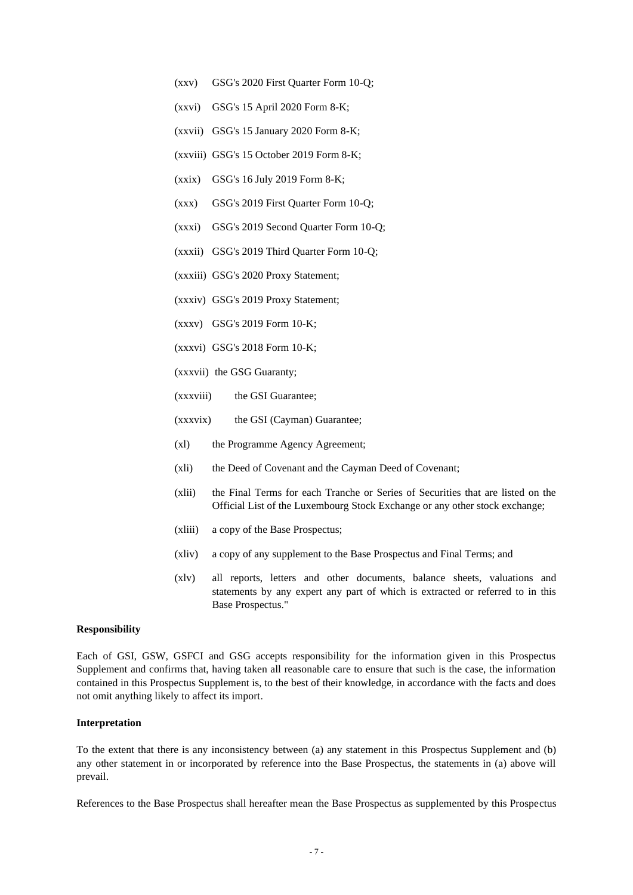(xxv) GSG's 2020 First Quarter Form 10-Q;

(xxvi) GSG's 15 April 2020 Form 8-K;

(xxvii) GSG's 15 January 2020 Form 8-K;

(xxviii) GSG's 15 October 2019 Form 8-K;

(xxix) GSG's 16 July 2019 Form 8-K;

(xxx) GSG's 2019 First Quarter Form 10-Q;

(xxxi) GSG's 2019 Second Quarter Form 10-Q;

(xxxii) GSG's 2019 Third Quarter Form 10-Q;

(xxxiii) GSG's 2020 Proxy Statement;

(xxxiv) GSG's 2019 Proxy Statement;

(xxxv) GSG's 2019 Form 10-K;

(xxxvi) GSG's 2018 Form 10-K;

(xxxvii) the GSG Guaranty;

(xxxviii) the GSI Guarantee;

(xxxvix) the GSI (Cayman) Guarantee;

(xl) the Programme Agency Agreement;

(xli) the Deed of Covenant and the Cayman Deed of Covenant;

(xlii) the Final Terms for each Tranche or Series of Securities that are listed on the Official List of the Luxembourg Stock Exchange or any other stock exchange;

(xliii) a copy of the Base Prospectus;

(xliv) a copy of any supplement to the Base Prospectus and Final Terms; and

(xlv) all reports, letters and other documents, balance sheets, valuations and statements by any expert any part of which is extracted or referred to in this Base Prospectus."

**Responsibility**

Each of GSI, GSW, GSFCI and GSG accepts responsibility for the information given in this Prospectus Supplement and confirms that, having taken all reasonable care to ensure that such is the case, the information contained in this Prospectus Supplement is, to the best of their knowledge, in accordance with the facts and does not omit anything likely to affect its import.

**Interpretation**

To the extent that there is any inconsistency between (a) any statement in this Prospectus Supplement and (b) any other statement in or incorporated by reference into the Base Prospectus, the statements in (a) above will prevail.

References to the Base Prospectus shall hereafter mean the Base Prospectus as supplemented by this Prospectus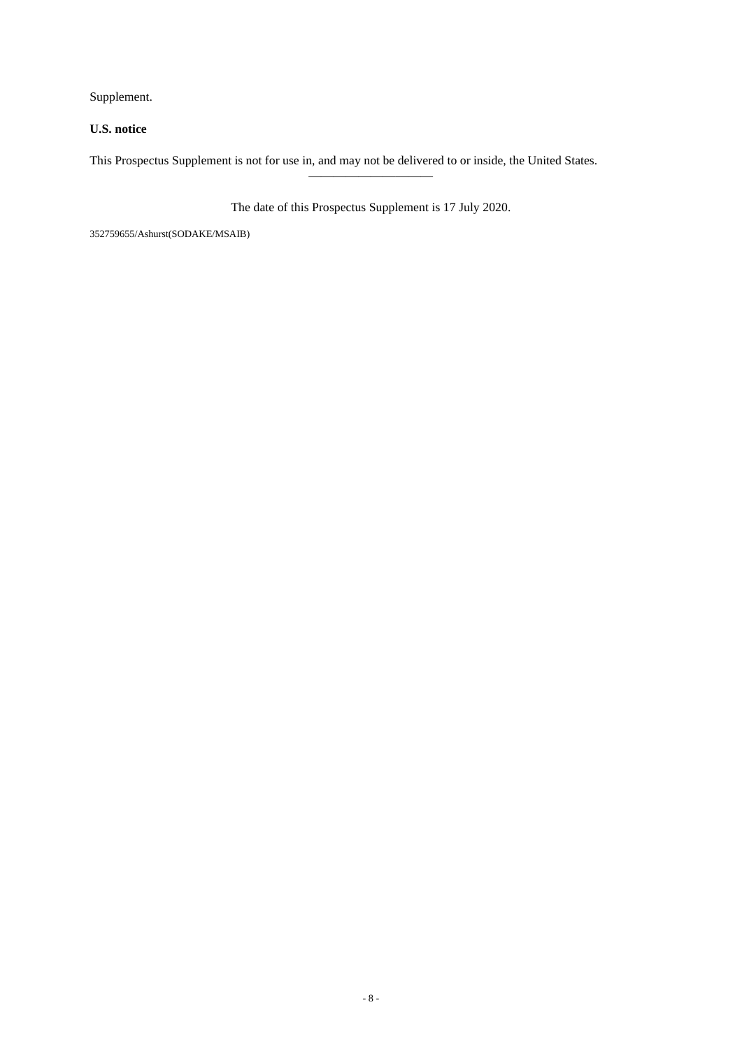Supplement.

**U.S. notice**

This Prospectus Supplement is not for use in, and may not be delivered to or inside, the United States.

---

The date of this Prospectus Supplement is 17 July 2020.

352759655/Ashurst(SODAKE/MSAIB)